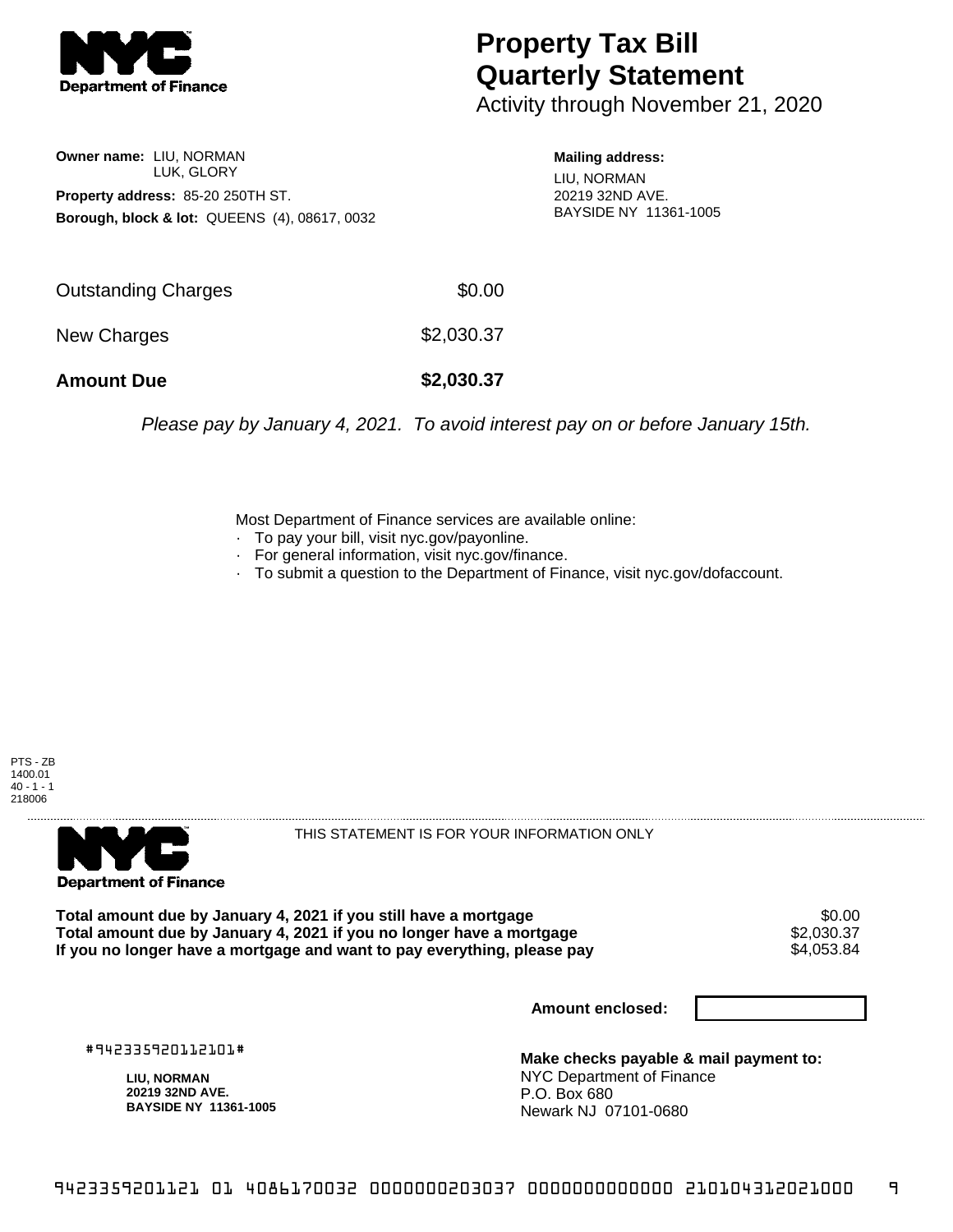**NYC Department of Finance**

# Property Tax Bill Quarterly Statement

Activity through November 21, 2020

**Owner name:** LIU, NORMAN
LUK, GLORY

**Property address:** 85-20 250TH ST.

**Borough, block & lot:** QUEENS (4), 08617, 0032

**Mailing address:**
LIU, NORMAN
20219 32ND AVE.
BAYSIDE NY 11361-1005

| | |
|---|---|
| Outstanding Charges | $0.00 |
| New Charges | $2,030.37 |
| **Amount Due** | **$2,030.37** |

*Please pay by January 4, 2021. To avoid interest pay on or before January 15th.*

Most Department of Finance services are available online:

- To pay your bill, visit nyc.gov/payonline.
- For general information, visit nyc.gov/finance.
- To submit a question to the Department of Finance, visit nyc.gov/dofaccount.

PTS - ZB
1400.01
40 - 1 - 1
218006

**NYC Department of Finance**

THIS STATEMENT IS FOR YOUR INFORMATION ONLY

| | |
|---|---|
| **Total amount due by January 4, 2021 if you still have a mortgage** | $0.00 |
| **Total amount due by January 4, 2021 if you no longer have a mortgage** | $2,030.37 |
| **If you no longer have a mortgage and want to pay everything, please pay** | $4,053.84 |

**Amount enclosed:**

#942335920112101#

**LIU, NORMAN**
**20219 32ND AVE.**
**BAYSIDE NY 11361-1005**

**Make checks payable & mail payment to:**
NYC Department of Finance
P.O. Box 680
Newark NJ 07101-0680

9423359201121 01 4086170032 0000000203037 0000000000000 210104312021000 9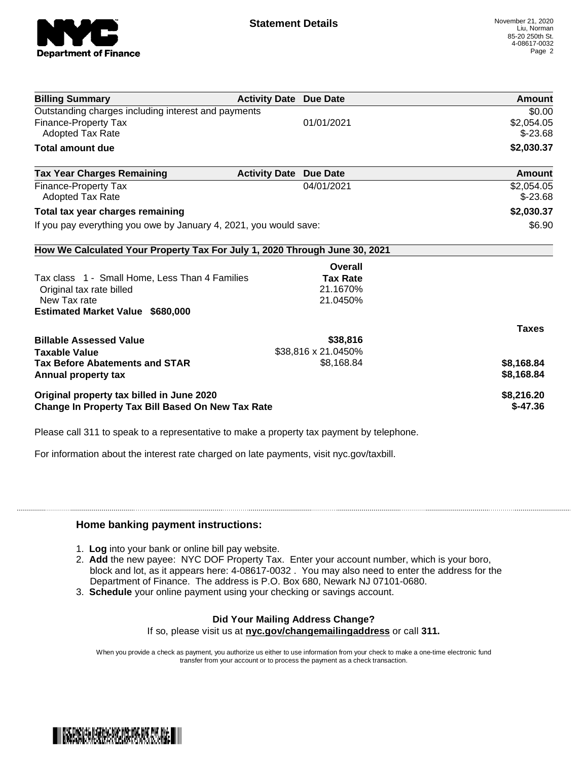# Statement Details

November 21, 2020
Liu, Norman
85-20 250th St.
4-08617-0032

| Billing Summary | Activity Date | Due Date | Amount |
| --- | --- | --- | --- |
| Outstanding charges including interest and payments | | | $0.00 |
| Finance-Property Tax | | 01/01/2021 | $2,054.05 |
| Adopted Tax Rate | | | $-23.68 |
| **Total amount due** | | | **$2,030.37** |

| Tax Year Charges Remaining | Activity Date | Due Date | Amount |
| --- | --- | --- | --- |
| Finance-Property Tax | | 04/01/2021 | $2,054.05 |
| Adopted Tax Rate | | | $-23.68 |
| **Total tax year charges remaining** | | | **$2,030.37** |
| If you pay everything you owe by January 4, 2021, you would save: | | | $6.90 |

**How We Calculated Your Property Tax For July 1, 2020 Through June 30, 2021**

| | Overall Tax Rate | Taxes |
| --- | --- | --- |
| Tax class 1 - Small Home, Less Than 4 Families | | |
| Original tax rate billed | 21.1670% | |
| New Tax rate | 21.0450% | |
| **Estimated Market Value $680,000** | | |
| **Billable Assessed Value** | **$38,816** | |
| **Taxable Value** | $38,816 x 21.0450% | |
| **Tax Before Abatements and STAR** | $8,168.84 | **$8,168.84** |
| **Annual property tax** | | **$8,168.84** |
| **Original property tax billed in June 2020** | | **$8,216.20** |
| **Change In Property Tax Bill Based On New Tax Rate** | | **$-47.36** |

Please call 311 to speak to a representative to make a property tax payment by telephone.

For information about the interest rate charged on late payments, visit nyc.gov/taxbill.

## Home banking payment instructions:

1. **Log** into your bank or online bill pay website.
2. **Add** the new payee: NYC DOF Property Tax. Enter your account number, which is your boro, block and lot, as it appears here: 4-08617-0032 . You may also need to enter the address for the Department of Finance. The address is P.O. Box 680, Newark NJ 07101-0680.
3. **Schedule** your online payment using your checking or savings account.

**Did Your Mailing Address Change?**

If so, please visit us at **nyc.gov/changemailingaddress** or call **311.**

When you provide a check as payment, you authorize us either to use information from your check to make a one-time electronic fund transfer from your account or to process the payment as a check transaction.